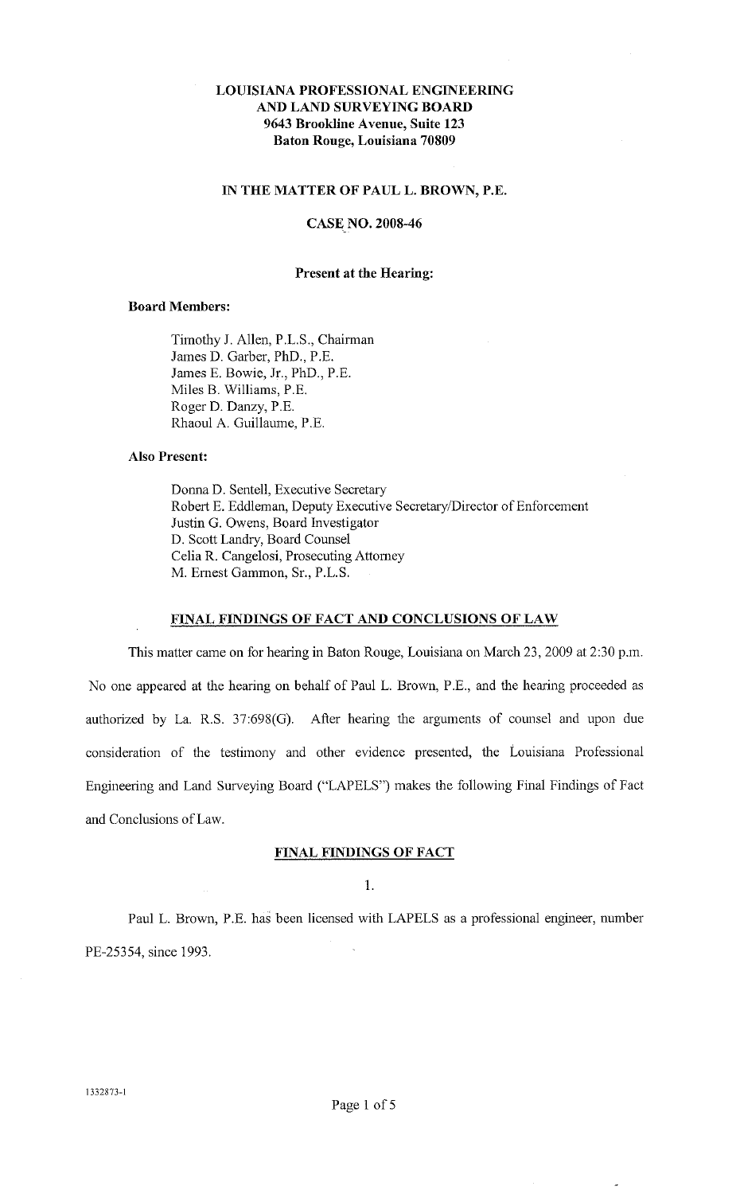**LOUISIANA PROFESSIONAL ENGINEERING AND LAND SURVEYING BOARD**
**9643 Brookline Avenue, Suite 123**
**Baton Rouge, Louisiana 70809**

**IN THE MATTER OF PAUL L. BROWN, P.E.**

**CASE NO. 2008-46**

**Present at the Hearing:**

**Board Members:**

Timothy J. Allen, P.L.S., Chairman
James D. Garber, PhD., P.E.
James E. Bowie, Jr., PhD., P.E.
Miles B. Williams, P.E.
Roger D. Danzy, P.E.
Rhaoul A. Guillaume, P.E.

**Also Present:**

Donna D. Sentell, Executive Secretary
Robert E. Eddleman, Deputy Executive Secretary/Director of Enforcement
Justin G. Owens, Board Investigator
D. Scott Landry, Board Counsel
Celia R. Cangelosi, Prosecuting Attorney
M. Ernest Gammon, Sr., P.L.S.

## FINAL FINDINGS OF FACT AND CONCLUSIONS OF LAW

This matter came on for hearing in Baton Rouge, Louisiana on March 23, 2009 at 2:30 p.m. No one appeared at the hearing on behalf of Paul L. Brown, P.E., and the hearing proceeded as authorized by La. R.S. 37:698(G). After hearing the arguments of counsel and upon due consideration of the testimony and other evidence presented, the Louisiana Professional Engineering and Land Surveying Board ("LAPELS") makes the following Final Findings of Fact and Conclusions of Law.

## FINAL FINDINGS OF FACT

1.

Paul L. Brown, P.E. has been licensed with LAPELS as a professional engineer, number PE-25354, since 1993.

1332873-1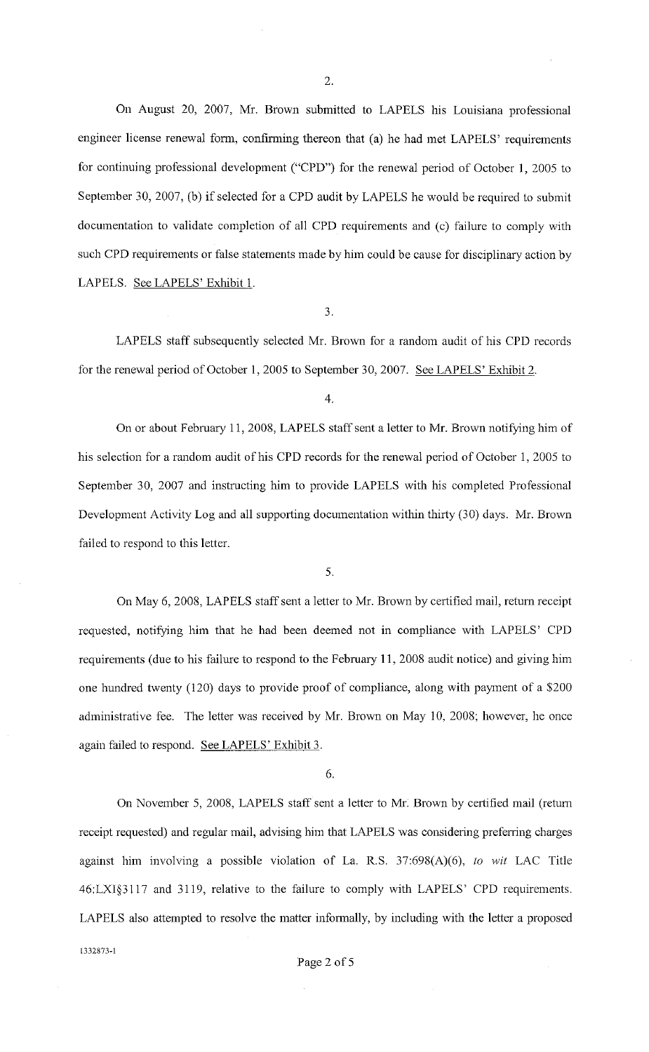2.

On August 20, 2007, Mr. Brown submitted to LAPELS his Louisiana professional engineer license renewal form, confirming thereon that (a) he had met LAPELS' requirements for continuing professional development ("CPD") for the renewal period of October 1, 2005 to September 30, 2007, (b) if selected for a CPD audit by LAPELS he would be required to submit documentation to validate completion of all CPD requirements and (c) failure to comply with such CPD requirements or false statements made by him could be cause for disciplinary action by LAPELS. See LAPELS' Exhibit 1.

3.

LAPELS staff subsequently selected Mr. Brown for a random audit of his CPD records for the renewal period of October 1, 2005 to September 30, 2007. See LAPELS' Exhibit 2.

4.

On or about February 11, 2008, LAPELS staff sent a letter to Mr. Brown notifying him of his selection for a random audit of his CPD records for the renewal period of October 1, 2005 to September 30, 2007 and instructing him to provide LAPELS with his completed Professional Development Activity Log and all supporting documentation within thirty (30) days. Mr. Brown failed to respond to this letter.

5.

On May 6, 2008, LAPELS staff sent a letter to Mr. Brown by certified mail, return receipt requested, notifying him that he had been deemed not in compliance with LAPELS' CPD requirements (due to his failure to respond to the February 11, 2008 audit notice) and giving him one hundred twenty (120) days to provide proof of compliance, along with payment of a $200 administrative fee. The letter was received by Mr. Brown on May 10, 2008; however, he once again failed to respond. See LAPELS' Exhibit 3.

6.

On November 5, 2008, LAPELS staff sent a letter to Mr. Brown by certified mail (return receipt requested) and regular mail, advising him that LAPELS was considering preferring charges against him involving a possible violation of La. R.S. 37:698(A)(6), *to wit* LAC Title 46:LXI§3117 and 3119, relative to the failure to comply with LAPELS' CPD requirements. LAPELS also attempted to resolve the matter informally, by including with the letter a proposed

1332873-1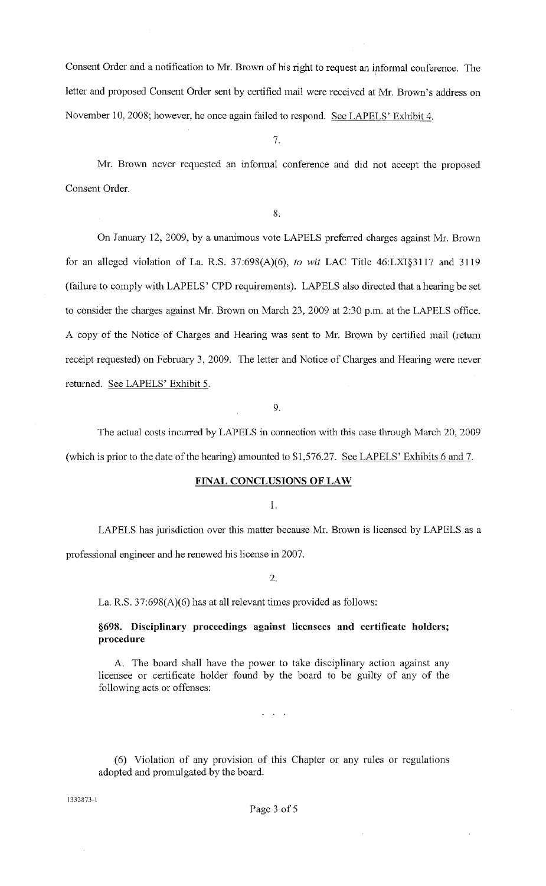Consent Order and a notification to Mr. Brown of his right to request an informal conference. The letter and proposed Consent Order sent by certified mail were received at Mr. Brown's address on November 10, 2008; however, he once again failed to respond. See LAPELS' Exhibit 4.

7.

Mr. Brown never requested an informal conference and did not accept the proposed Consent Order.

8.

On January 12, 2009, by a unanimous vote LAPELS preferred charges against Mr. Brown for an alleged violation of La. R.S. 37:698(A)(6), *to wit* LAC Title 46:LXI§3117 and 3119 (failure to comply with LAPELS' CPD requirements). LAPELS also directed that a hearing be set to consider the charges against Mr. Brown on March 23, 2009 at 2:30 p.m. at the LAPELS office. A copy of the Notice of Charges and Hearing was sent to Mr. Brown by certified mail (return receipt requested) on February 3, 2009. The letter and Notice of Charges and Hearing were never returned. See LAPELS' Exhibit 5.

9.

The actual costs incurred by LAPELS in connection with this case through March 20, 2009 (which is prior to the date of the hearing) amounted to $1,576.27. See LAPELS' Exhibits 6 and 7.

**FINAL CONCLUSIONS OF LAW**

1.

LAPELS has jurisdiction over this matter because Mr. Brown is licensed by LAPELS as a professional engineer and he renewed his license in 2007.

2.

La. R.S. 37:698(A)(6) has at all relevant times provided as follows:

> **§698. Disciplinary proceedings against licensees and certificate holders; procedure**
>
> A. The board shall have the power to take disciplinary action against any licensee or certificate holder found by the board to be guilty of any of the following acts or offenses:
>
> . . .
>
> (6) Violation of any provision of this Chapter or any rules or regulations adopted and promulgated by the board.

1332873-1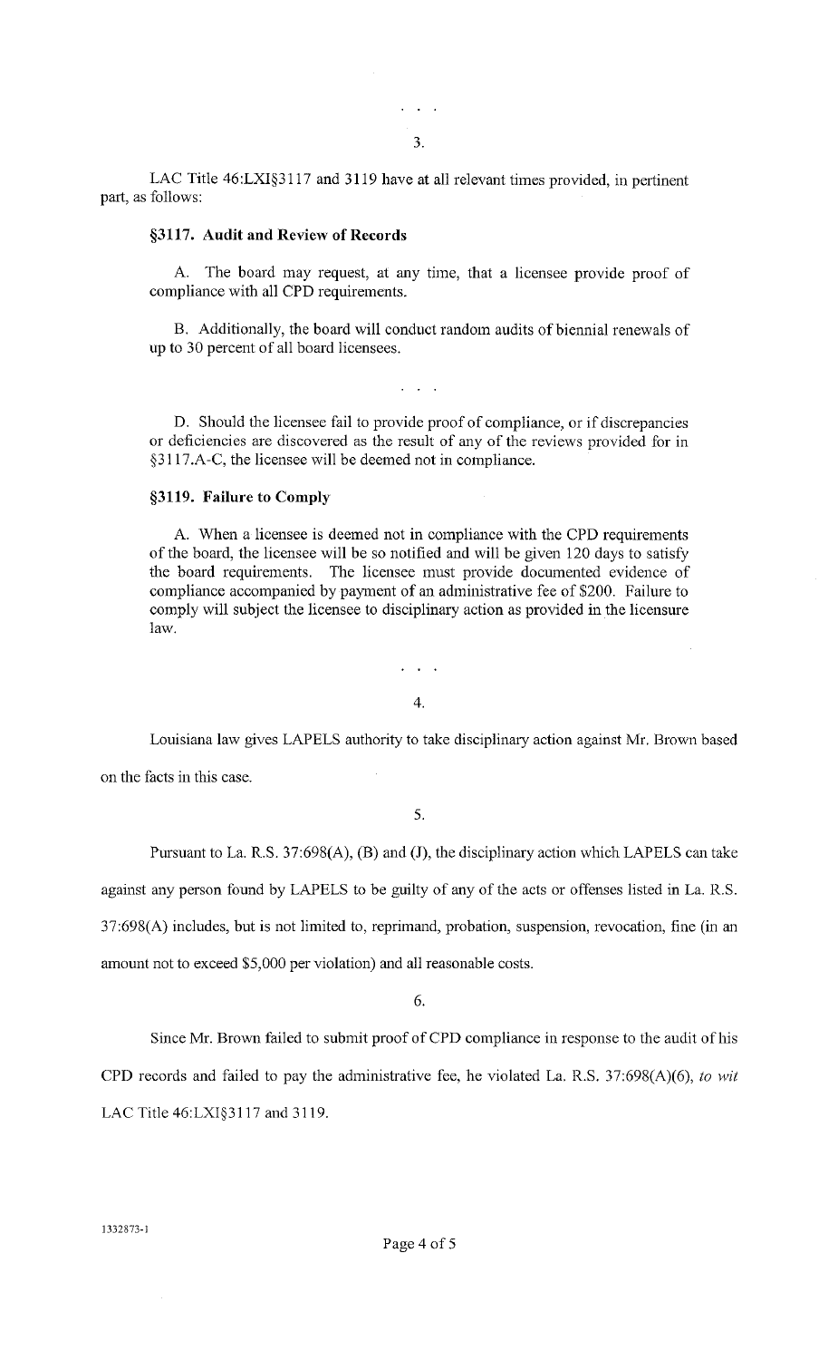. . .

3.

LAC Title 46:LXI§3117 and 3119 have at all relevant times provided, in pertinent part, as follows:

**§3117. Audit and Review of Records**

A. The board may request, at any time, that a licensee provide proof of compliance with all CPD requirements.

B. Additionally, the board will conduct random audits of biennial renewals of up to 30 percent of all board licensees.

. . .

D. Should the licensee fail to provide proof of compliance, or if discrepancies or deficiencies are discovered as the result of any of the reviews provided for in §3117.A-C, the licensee will be deemed not in compliance.

**§3119. Failure to Comply**

A. When a licensee is deemed not in compliance with the CPD requirements of the board, the licensee will be so notified and will be given 120 days to satisfy the board requirements. The licensee must provide documented evidence of compliance accompanied by payment of an administrative fee of $200. Failure to comply will subject the licensee to disciplinary action as provided in the licensure law.

. . .

4.

Louisiana law gives LAPELS authority to take disciplinary action against Mr. Brown based on the facts in this case.

5.

Pursuant to La. R.S. 37:698(A), (B) and (J), the disciplinary action which LAPELS can take against any person found by LAPELS to be guilty of any of the acts or offenses listed in La. R.S. 37:698(A) includes, but is not limited to, reprimand, probation, suspension, revocation, fine (in an amount not to exceed $5,000 per violation) and all reasonable costs.

6.

Since Mr. Brown failed to submit proof of CPD compliance in response to the audit of his CPD records and failed to pay the administrative fee, he violated La. R.S. 37:698(A)(6), *to wit* LAC Title 46:LXI§3117 and 3119.

1332873-1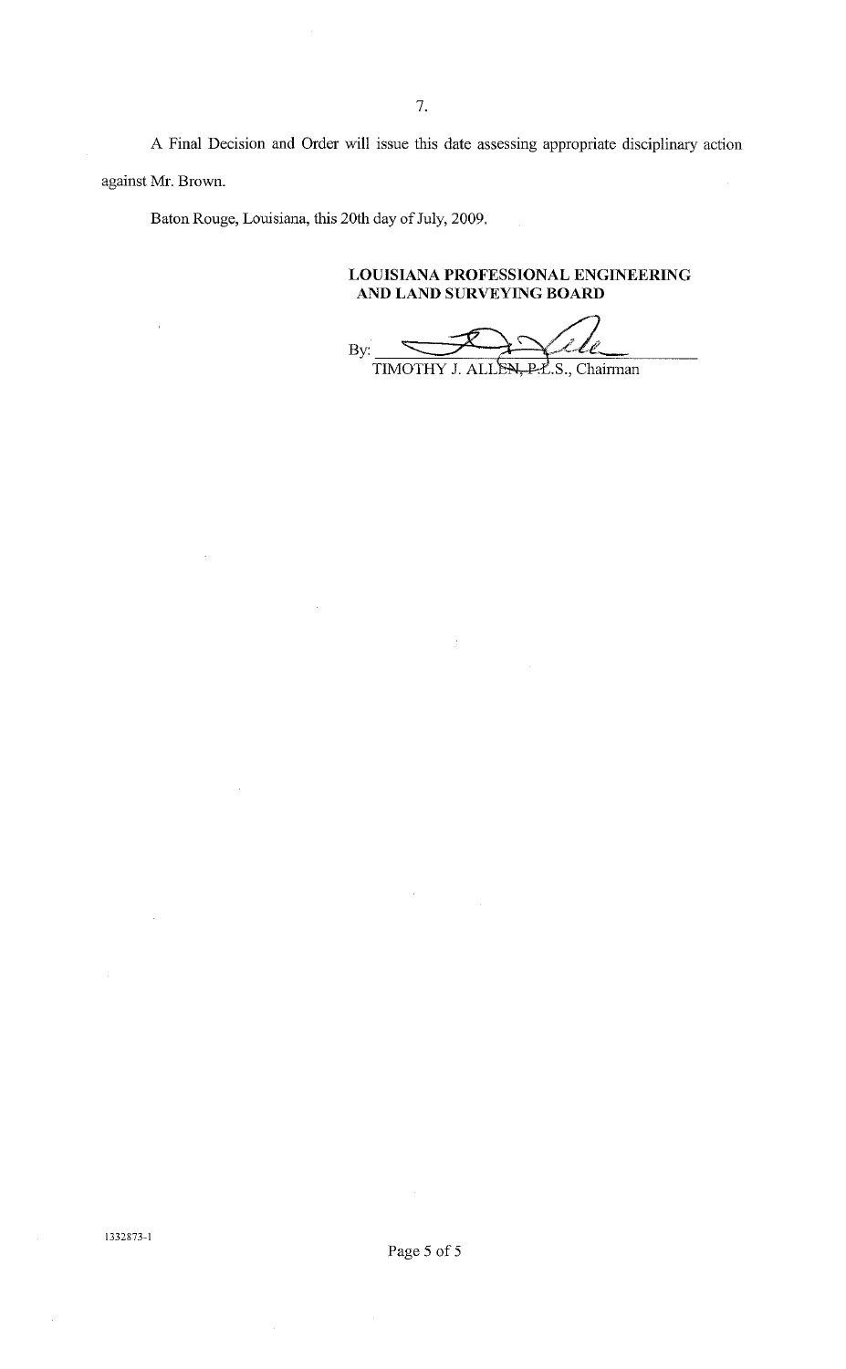7.

A Final Decision and Order will issue this date assessing appropriate disciplinary action against Mr. Brown.

Baton Rouge, Louisiana, this 20th day of July, 2009.

**LOUISIANA PROFESSIONAL ENGINEERING AND LAND SURVEYING BOARD**

By: ______________________________
TIMOTHY J. ALLEN, P.L.S., Chairman

1332873-1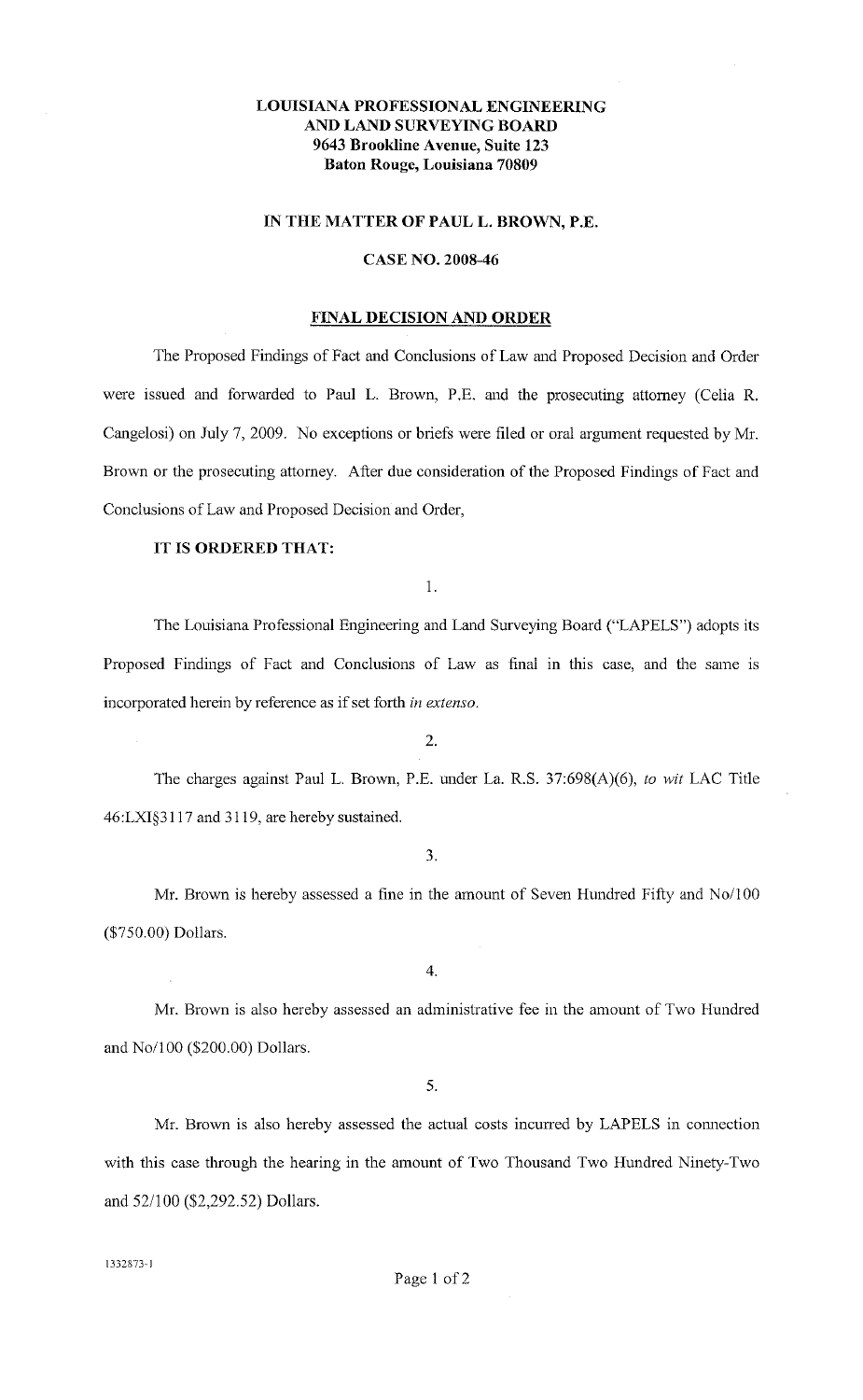**LOUISIANA PROFESSIONAL ENGINEERING AND LAND SURVEYING BOARD**
**9643 Brookline Avenue, Suite 123**
**Baton Rouge, Louisiana 70809**

**IN THE MATTER OF PAUL L. BROWN, P.E.**

**CASE NO. 2008-46**

**FINAL DECISION AND ORDER**

The Proposed Findings of Fact and Conclusions of Law and Proposed Decision and Order were issued and forwarded to Paul L. Brown, P.E. and the prosecuting attorney (Celia R. Cangelosi) on July 7, 2009. No exceptions or briefs were filed or oral argument requested by Mr. Brown or the prosecuting attorney. After due consideration of the Proposed Findings of Fact and Conclusions of Law and Proposed Decision and Order,

**IT IS ORDERED THAT:**

1.

The Louisiana Professional Engineering and Land Surveying Board ("LAPELS") adopts its Proposed Findings of Fact and Conclusions of Law as final in this case, and the same is incorporated herein by reference as if set forth *in extenso*.

2.

The charges against Paul L. Brown, P.E. under La. R.S. 37:698(A)(6), *to wit* LAC Title 46:LXI§3117 and 3119, are hereby sustained.

3.

Mr. Brown is hereby assessed a fine in the amount of Seven Hundred Fifty and No/100 ($750.00) Dollars.

4.

Mr. Brown is also hereby assessed an administrative fee in the amount of Two Hundred and No/100 ($200.00) Dollars.

5.

Mr. Brown is also hereby assessed the actual costs incurred by LAPELS in connection with this case through the hearing in the amount of Two Thousand Two Hundred Ninety-Two and 52/100 ($2,292.52) Dollars.

1332873-1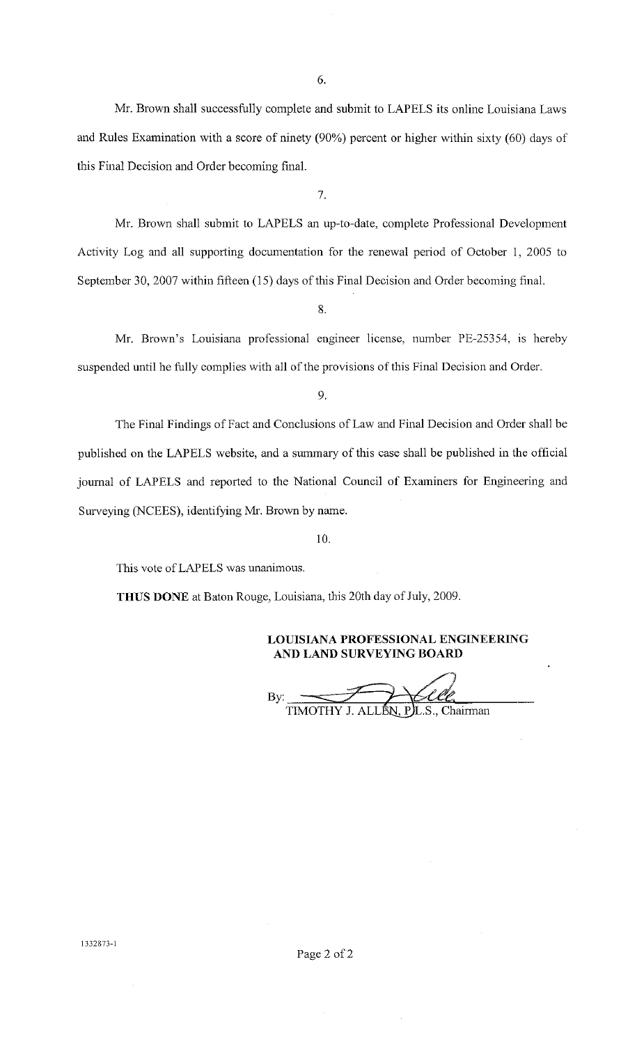6.

Mr. Brown shall successfully complete and submit to LAPELS its online Louisiana Laws and Rules Examination with a score of ninety (90%) percent or higher within sixty (60) days of this Final Decision and Order becoming final.

7.

Mr. Brown shall submit to LAPELS an up-to-date, complete Professional Development Activity Log and all supporting documentation for the renewal period of October 1, 2005 to September 30, 2007 within fifteen (15) days of this Final Decision and Order becoming final.

8.

Mr. Brown's Louisiana professional engineer license, number PE-25354, is hereby suspended until he fully complies with all of the provisions of this Final Decision and Order.

9.

The Final Findings of Fact and Conclusions of Law and Final Decision and Order shall be published on the LAPELS website, and a summary of this case shall be published in the official journal of LAPELS and reported to the National Council of Examiners for Engineering and Surveying (NCEES), identifying Mr. Brown by name.

10.

This vote of LAPELS was unanimous.

**THUS DONE** at Baton Rouge, Louisiana, this 20th day of July, 2009.

**LOUISIANA PROFESSIONAL ENGINEERING AND LAND SURVEYING BOARD**

By: ______________________
TIMOTHY J. ALLEN, P.L.S., Chairman

1332873-1